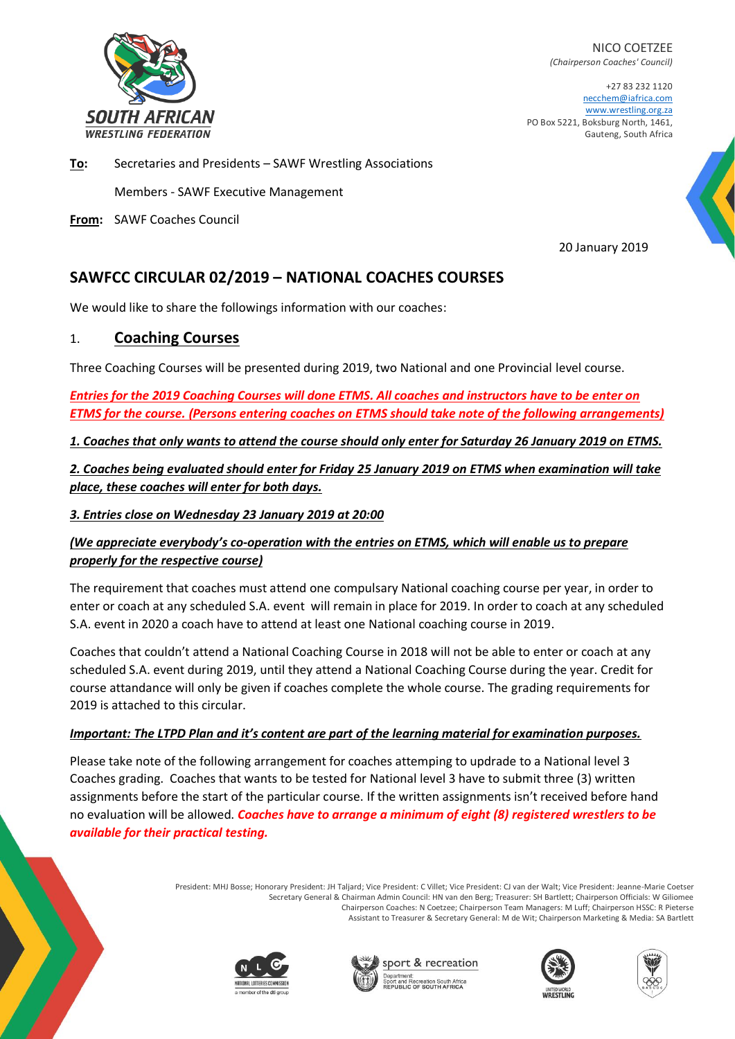NICO COETZEE
*(Chairperson Coaches' Council)*

+27 83 232 1120
necchem@iafrica.com
www.wrestling.org.za
PO Box 5221, Boksburg North, 1461,
Gauteng, South Africa

**To:** Secretaries and Presidents – SAWF Wrestling Associations

Members - SAWF Executive Management

**From:** SAWF Coaches Council

20 January 2019

## SAWFCC CIRCULAR 02/2019 – NATIONAL COACHES COURSES

We would like to share the followings information with our coaches:

### 1. Coaching Courses

Three Coaching Courses will be presented during 2019, two National and one Provincial level course.

***Entries for the 2019 Coaching Courses will done ETMS. All coaches and instructors have to be enter on ETMS for the course. (Persons entering coaches on ETMS should take note of the following arrangements)***

***1. Coaches that only wants to attend the course should only enter for Saturday 26 January 2019 on ETMS.***

***2. Coaches being evaluated should enter for Friday 25 January 2019 on ETMS when examination will take place, these coaches will enter for both days.***

***3. Entries close on Wednesday 23 January 2019 at 20:00***

***(We appreciate everybody's co-operation with the entries on ETMS, which will enable us to prepare properly for the respective course)***

The requirement that coaches must attend one compulsary National coaching course per year, in order to enter or coach at any scheduled S.A. event will remain in place for 2019. In order to coach at any scheduled S.A. event in 2020 a coach have to attend at least one National coaching course in 2019.

Coaches that couldn't attend a National Coaching Course in 2018 will not be able to enter or coach at any scheduled S.A. event during 2019, until they attend a National Coaching Course during the year. Credit for course attendance will only be given if coaches complete the whole course. The grading requirements for 2019 is attached to this circular.

***Important: The LTPD Plan and it's content are part of the learning material for examination purposes.***

Please take note of the following arrangement for coaches attemping to updrade to a National level 3 Coaches grading. Coaches that wants to be tested for National level 3 have to submit three (3) written assignments before the start of the particular course. If the written assignments isn't received before hand no evaluation will be allowed. ***Coaches have to arrange a minimum of eight (8) registered wrestlers to be available for their practical testing.***

President: MHJ Bosse; Honorary President: JH Taljard; Vice President: C Villet; Vice President: CJ van der Walt; Vice President: Jeanne-Marie Coetser
Secretary General & Chairman Admin Council: HN van den Berg; Treasurer: SH Bartlett; Chairperson Officials: W Giliomee
Chairperson Coaches: N Coetzee; Chairperson Team Managers: M Luff; Chairperson HSSC: R Pieterse
Assistant to Treasurer & Secretary General: M de Wit; Chairperson Marketing & Media: SA Bartlett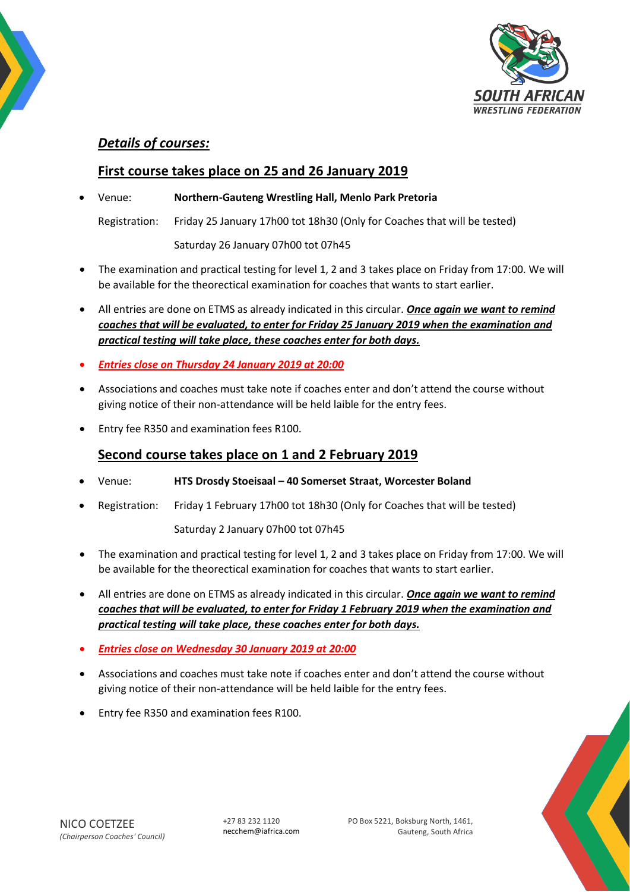## *Details of courses:*

### First course takes place on 25 and 26 January 2019

- Venue: **Northern-Gauteng Wrestling Hall, Menlo Park Pretoria**

  Registration: Friday 25 January 17h00 tot 18h30 (Only for Coaches that will be tested)

  Saturday 26 January 07h00 tot 07h45

- The examination and practical testing for level 1, 2 and 3 takes place on Friday from 17:00. We will be available for the theorectical examination for coaches that wants to start earlier.
- All entries are done on ETMS as already indicated in this circular. ***Once again we want to remind coaches that will be evaluated, to enter for Friday 25 January 2019 when the examination and practical testing will take place, these coaches enter for both days.***
- ***Entries close on Thursday 24 January 2019 at 20:00***
- Associations and coaches must take note if coaches enter and don't attend the course without giving notice of their non-attendance will be held laible for the entry fees.
- Entry fee R350 and examination fees R100.

### Second course takes place on 1 and 2 February 2019

- Venue: **HTS Drosdy Stoeisaal – 40 Somerset Straat, Worcester Boland**
- Registration: Friday 1 February 17h00 tot 18h30 (Only for Coaches that will be tested)

  Saturday 2 January 07h00 tot 07h45

- The examination and practical testing for level 1, 2 and 3 takes place on Friday from 17:00. We will be available for the theorectical examination for coaches that wants to start earlier.
- All entries are done on ETMS as already indicated in this circular. ***Once again we want to remind coaches that will be evaluated, to enter for Friday 1 February 2019 when the examination and practical testing will take place, these coaches enter for both days.***
- ***Entries close on Wednesday 30 January 2019 at 20:00***
- Associations and coaches must take note if coaches enter and don't attend the course without giving notice of their non-attendance will be held laible for the entry fees.
- Entry fee R350 and examination fees R100.

NICO COETZEE
*(Chairperson Coaches' Council)*

+27 83 232 1120
necchem@iafrica.com

PO Box 5221, Boksburg North, 1461, Gauteng, South Africa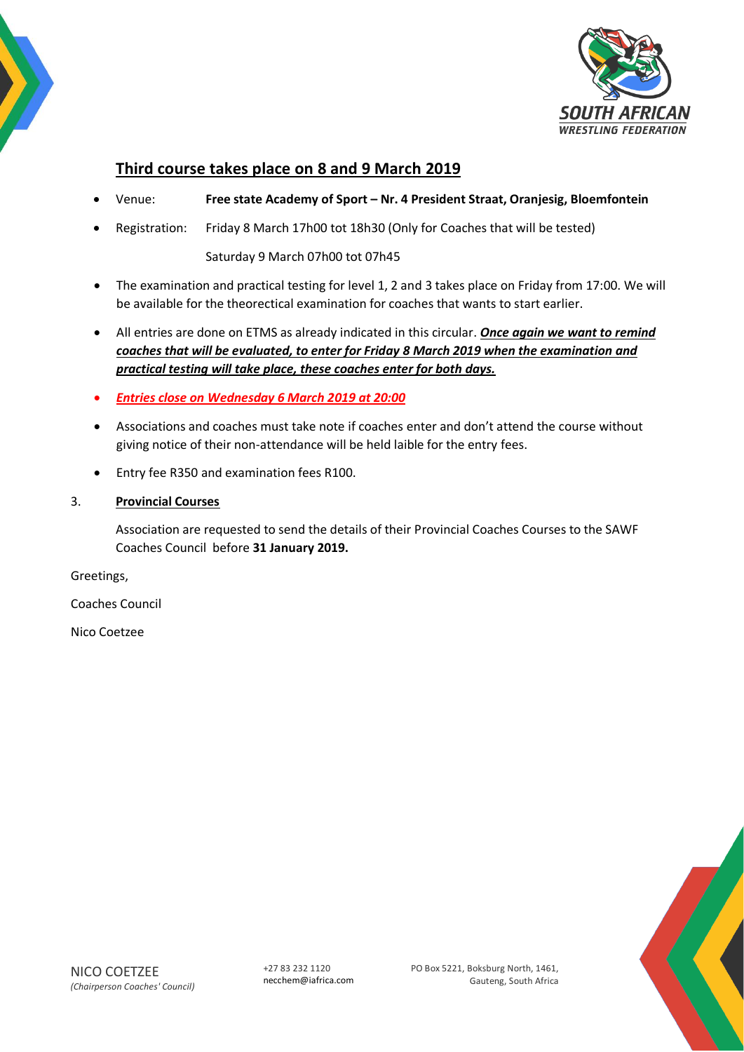## Third course takes place on 8 and 9 March 2019

- Venue: **Free state Academy of Sport – Nr. 4 President Straat, Oranjesig, Bloemfontein**
- Registration: Friday 8 March 17h00 tot 18h30 (Only for Coaches that will be tested)

  Saturday 9 March 07h00 tot 07h45
- The examination and practical testing for level 1, 2 and 3 takes place on Friday from 17:00. We will be available for the theorectical examination for coaches that wants to start earlier.
- All entries are done on ETMS as already indicated in this circular. ***Once again we want to remind coaches that will be evaluated, to enter for Friday 8 March 2019 when the examination and practical testing will take place, these coaches enter for both days.***
- ***Entries close on Wednesday 6 March 2019 at 20:00***
- Associations and coaches must take note if coaches enter and don't attend the course without giving notice of their non-attendance will be held laible for the entry fees.
- Entry fee R350 and examination fees R100.

3. **Provincial Courses**

   Association are requested to send the details of their Provincial Coaches Courses to the SAWF Coaches Council before **31 January 2019.**

Greetings,

Coaches Council

Nico Coetzee

NICO COETZEE
*(Chairperson Coaches' Council)*

+27 83 232 1120
necchem@iafrica.com

PO Box 5221, Boksburg North, 1461, Gauteng, South Africa